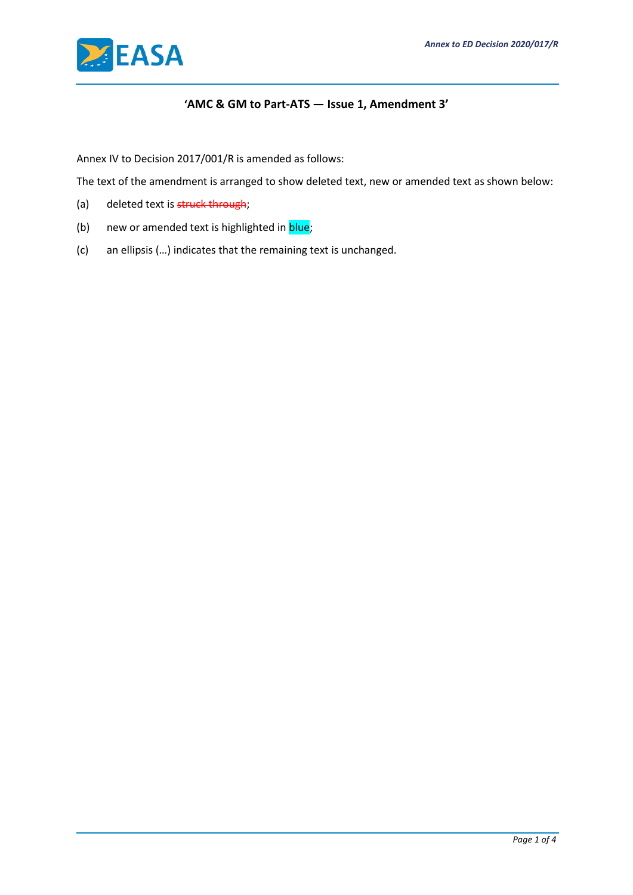## ‘AMC & GM to Part-ATS — Issue 1, Amendment 3’

Annex IV to Decision 2017/001/R is amended as follows:

The text of the amendment is arranged to show deleted text, new or amended text as shown below:

(a) deleted text is ~~struck through~~;

(b) new or amended text is highlighted in blue;

(c) an ellipsis (…) indicates that the remaining text is unchanged.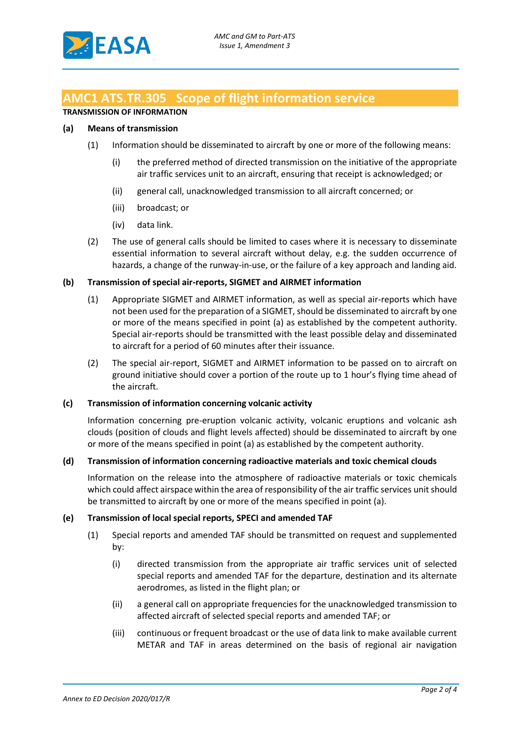## AMC1 ATS.TR.305 Scope of flight information service

**TRANSMISSION OF INFORMATION**

**(a) Means of transmission**

(1) Information should be disseminated to aircraft by one or more of the following means:

(i) the preferred method of directed transmission on the initiative of the appropriate air traffic services unit to an aircraft, ensuring that receipt is acknowledged; or

(ii) general call, unacknowledged transmission to all aircraft concerned; or

(iii) broadcast; or

(iv) data link.

(2) The use of general calls should be limited to cases where it is necessary to disseminate essential information to several aircraft without delay, e.g. the sudden occurrence of hazards, a change of the runway-in-use, or the failure of a key approach and landing aid.

**(b) Transmission of special air-reports, SIGMET and AIRMET information**

(1) Appropriate SIGMET and AIRMET information, as well as special air-reports which have not been used for the preparation of a SIGMET, should be disseminated to aircraft by one or more of the means specified in point (a) as established by the competent authority. Special air-reports should be transmitted with the least possible delay and disseminated to aircraft for a period of 60 minutes after their issuance.

(2) The special air-report, SIGMET and AIRMET information to be passed on to aircraft on ground initiative should cover a portion of the route up to 1 hour's flying time ahead of the aircraft.

**(c) Transmission of information concerning volcanic activity**

Information concerning pre-eruption volcanic activity, volcanic eruptions and volcanic ash clouds (position of clouds and flight levels affected) should be disseminated to aircraft by one or more of the means specified in point (a) as established by the competent authority.

**(d) Transmission of information concerning radioactive materials and toxic chemical clouds**

Information on the release into the atmosphere of radioactive materials or toxic chemicals which could affect airspace within the area of responsibility of the air traffic services unit should be transmitted to aircraft by one or more of the means specified in point (a).

**(e) Transmission of local special reports, SPECI and amended TAF**

(1) Special reports and amended TAF should be transmitted on request and supplemented by:

(i) directed transmission from the appropriate air traffic services unit of selected special reports and amended TAF for the departure, destination and its alternate aerodromes, as listed in the flight plan; or

(ii) a general call on appropriate frequencies for the unacknowledged transmission to affected aircraft of selected special reports and amended TAF; or

(iii) continuous or frequent broadcast or the use of data link to make available current METAR and TAF in areas determined on the basis of regional air navigation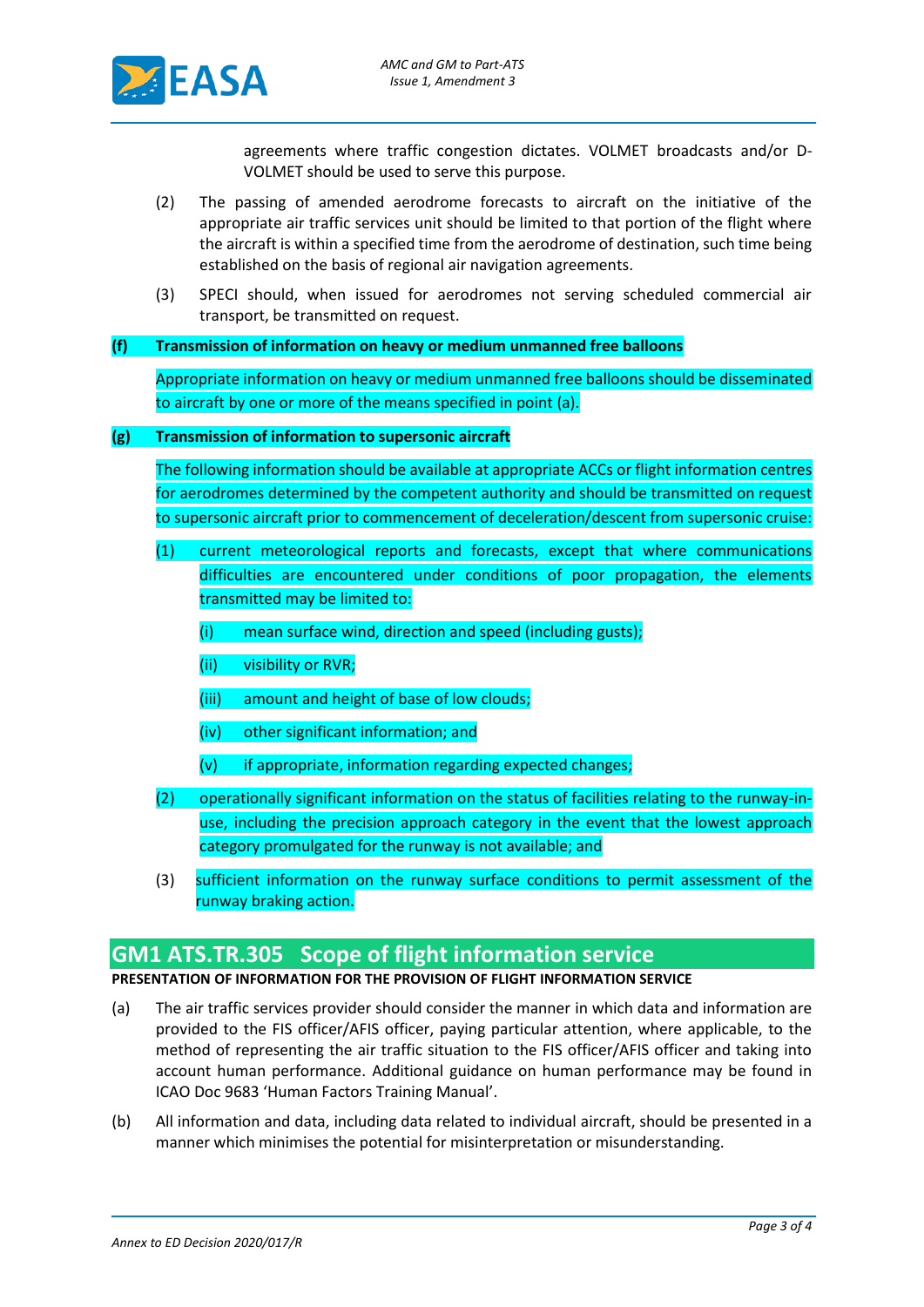agreements where traffic congestion dictates. VOLMET broadcasts and/or D-VOLMET should be used to serve this purpose.

(2) The passing of amended aerodrome forecasts to aircraft on the initiative of the appropriate air traffic services unit should be limited to that portion of the flight where the aircraft is within a specified time from the aerodrome of destination, such time being established on the basis of regional air navigation agreements.

(3) SPECI should, when issued for aerodromes not serving scheduled commercial air transport, be transmitted on request.

**(f) Transmission of information on heavy or medium unmanned free balloons**

Appropriate information on heavy or medium unmanned free balloons should be disseminated to aircraft by one or more of the means specified in point (a).

**(g) Transmission of information to supersonic aircraft**

The following information should be available at appropriate ACCs or flight information centres for aerodromes determined by the competent authority and should be transmitted on request to supersonic aircraft prior to commencement of deceleration/descent from supersonic cruise:

(1) current meteorological reports and forecasts, except that where communications difficulties are encountered under conditions of poor propagation, the elements transmitted may be limited to:

 (i) mean surface wind, direction and speed (including gusts);

 (ii) visibility or RVR;

 (iii) amount and height of base of low clouds;

 (iv) other significant information; and

 (v) if appropriate, information regarding expected changes;

(2) operationally significant information on the status of facilities relating to the runway-in-use, including the precision approach category in the event that the lowest approach category promulgated for the runway is not available; and

(3) sufficient information on the runway surface conditions to permit assessment of the runway braking action.

## GM1 ATS.TR.305 Scope of flight information service

**PRESENTATION OF INFORMATION FOR THE PROVISION OF FLIGHT INFORMATION SERVICE**

(a) The air traffic services provider should consider the manner in which data and information are provided to the FIS officer/AFIS officer, paying particular attention, where applicable, to the method of representing the air traffic situation to the FIS officer/AFIS officer and taking into account human performance. Additional guidance on human performance may be found in ICAO Doc 9683 'Human Factors Training Manual'.

(b) All information and data, including data related to individual aircraft, should be presented in a manner which minimises the potential for misinterpretation or misunderstanding.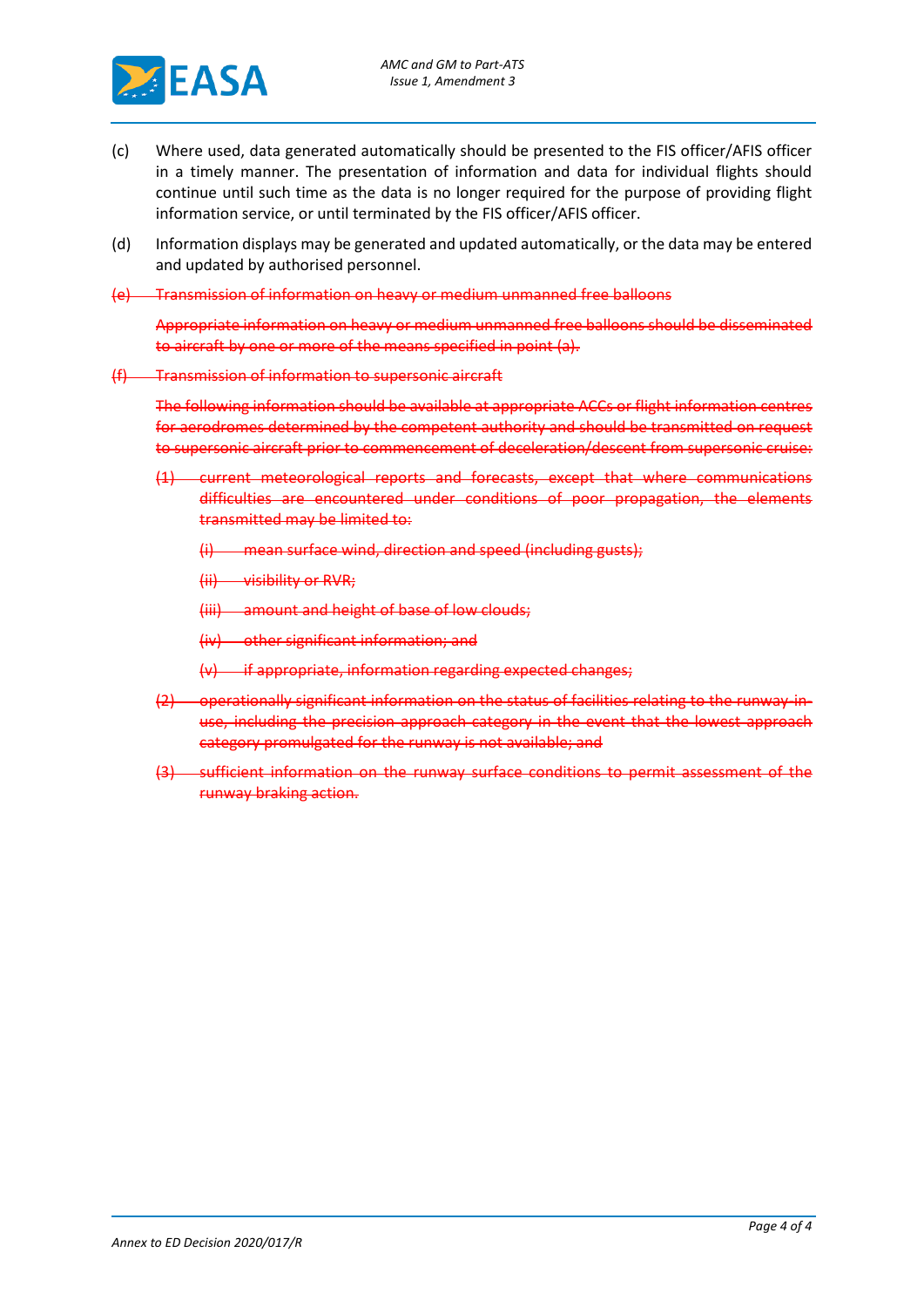(c) Where used, data generated automatically should be presented to the FIS officer/AFIS officer in a timely manner. The presentation of information and data for individual flights should continue until such time as the data is no longer required for the purpose of providing flight information service, or until terminated by the FIS officer/AFIS officer.

(d) Information displays may be generated and updated automatically, or the data may be entered and updated by authorised personnel.

~~(e) Transmission of information on heavy or medium unmanned free balloons~~

~~Appropriate information on heavy or medium unmanned free balloons should be disseminated to aircraft by one or more of the means specified in point (a).~~

~~(f) Transmission of information to supersonic aircraft~~

~~The following information should be available at appropriate ACCs or flight information centres for aerodromes determined by the competent authority and should be transmitted on request to supersonic aircraft prior to commencement of deceleration/descent from supersonic cruise:~~

~~(1) current meteorological reports and forecasts, except that where communications difficulties are encountered under conditions of poor propagation, the elements transmitted may be limited to:~~

~~(i) mean surface wind, direction and speed (including gusts);~~

~~(ii) visibility or RVR;~~

~~(iii) amount and height of base of low clouds;~~

~~(iv) other significant information; and~~

~~(v) if appropriate, information regarding expected changes;~~

~~(2) operationally significant information on the status of facilities relating to the runway in-use, including the precision approach category in the event that the lowest approach category promulgated for the runway is not available; and~~

~~(3) sufficient information on the runway surface conditions to permit assessment of the runway braking action.~~